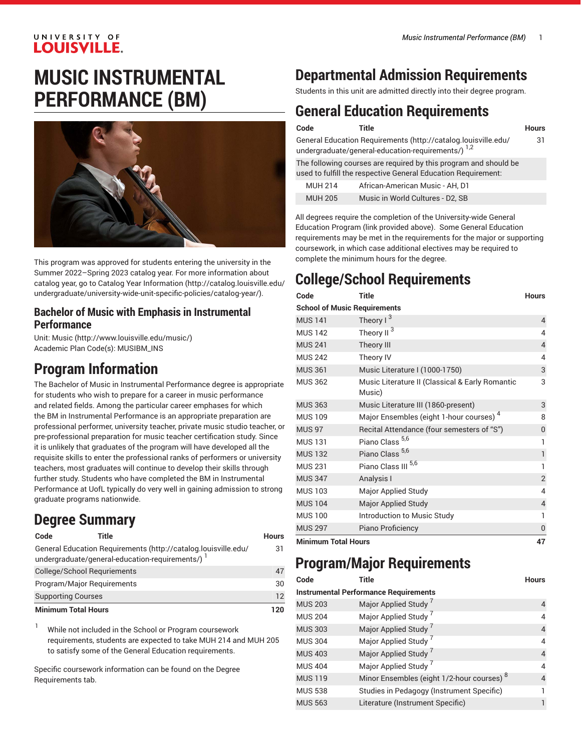# MUSIC INSTRUMENTAL PERFORMANCE (BM)

This program was approved for students entering the university in the Summer 2022–Spring 2023 catalog year. For more information about catalog year, go to Catalog Year Information (http://catalog.louisville.edu/undergraduate/university-wide-unit-specific-policies/catalog-year/).

### Bachelor of Music with Emphasis in Instrumental Performance

Unit: Music (http://www.louisville.edu/music/)
Academic Plan Code(s): MUSIBM_INS

## Program Information

The Bachelor of Music in Instrumental Performance degree is appropriate for students who wish to prepare for a career in music performance and related fields. Among the particular career emphases for which the BM in Instrumental Performance is an appropriate preparation are professional performer, university teacher, private music studio teacher, or pre-professional preparation for music teacher certification study. Since it is unlikely that graduates of the program will have developed all the requisite skills to enter the professional ranks of performers or university teachers, most graduates will continue to develop their skills through further study. Students who have completed the BM in Instrumental Performance at UofL typically do very well in gaining admission to strong graduate programs nationwide.

## Degree Summary

| Code | Title | Hours |
|---|---|---|
| General Education Requirements (http://catalog.louisville.edu/undergraduate/general-education-requirements/) [1] | | 31 |
| College/School Requriements | | 47 |
| Program/Major Requirements | | 30 |
| Supporting Courses | | 12 |
| **Minimum Total Hours** | | **120** |

1 While not included in the School or Program coursework requirements, students are expected to take MUH 214 and MUH 205 to satisfy some of the General Education requirements.

Specific coursework information can be found on the Degree Requirements tab.

## Departmental Admission Requirements

Students in this unit are admitted directly into their degree program.

## General Education Requirements

| Code | Title | Hours |
|---|---|---|
| General Education Requirements (http://catalog.louisville.edu/undergraduate/general-education-requirements/) [1,2] | | 31 |
| The following courses are required by this program and should be used to fulfill the respective General Education Requirement: | | |
| MUH 214 | African-American Music - AH, D1 | |
| MUH 205 | Music in World Cultures - D2, SB | |

All degrees require the completion of the University-wide General Education Program (link provided above). Some General Education requirements may be met in the requirements for the major or supporting coursework, in which case additional electives may be required to complete the minimum hours for the degree.

## College/School Requirements

| Code | Title | Hours |
|---|---|---|
| **School of Music Requirements** | | |
| MUS 141 | Theory I [3] | 4 |
| MUS 142 | Theory II [3] | 4 |
| MUS 241 | Theory III | 4 |
| MUS 242 | Theory IV | 4 |
| MUS 361 | Music Literature I (1000-1750) | 3 |
| MUS 362 | Music Literature II (Classical & Early Romantic Music) | 3 |
| MUS 363 | Music Literature III (1860-present) | 3 |
| MUS 109 | Major Ensembles (eight 1-hour courses) [4] | 8 |
| MUS 97 | Recital Attendance (four semesters of "S") | 0 |
| MUS 131 | Piano Class [5,6] | 1 |
| MUS 132 | Piano Class [5,6] | 1 |
| MUS 231 | Piano Class III [5,6] | 1 |
| MUS 347 | Analysis I | 2 |
| MUS 103 | Major Applied Study | 4 |
| MUS 104 | Major Applied Study | 4 |
| MUS 100 | Introduction to Music Study | 1 |
| MUS 297 | Piano Proficiency | 0 |
| **Minimum Total Hours** | | **47** |

## Program/Major Requirements

| Code | Title | Hours |
|---|---|---|
| **Instrumental Performance Requirements** | | |
| MUS 203 | Major Applied Study [7] | 4 |
| MUS 204 | Major Applied Study [7] | 4 |
| MUS 303 | Major Applied Study [7] | 4 |
| MUS 304 | Major Applied Study [7] | 4 |
| MUS 403 | Major Applied Study [7] | 4 |
| MUS 404 | Major Applied Study [7] | 4 |
| MUS 119 | Minor Ensembles (eight 1/2-hour courses) [8] | 4 |
| MUS 538 | Studies in Pedagogy (Instrument Specific) | 1 |
| MUS 563 | Literature (Instrument Specific) | 1 |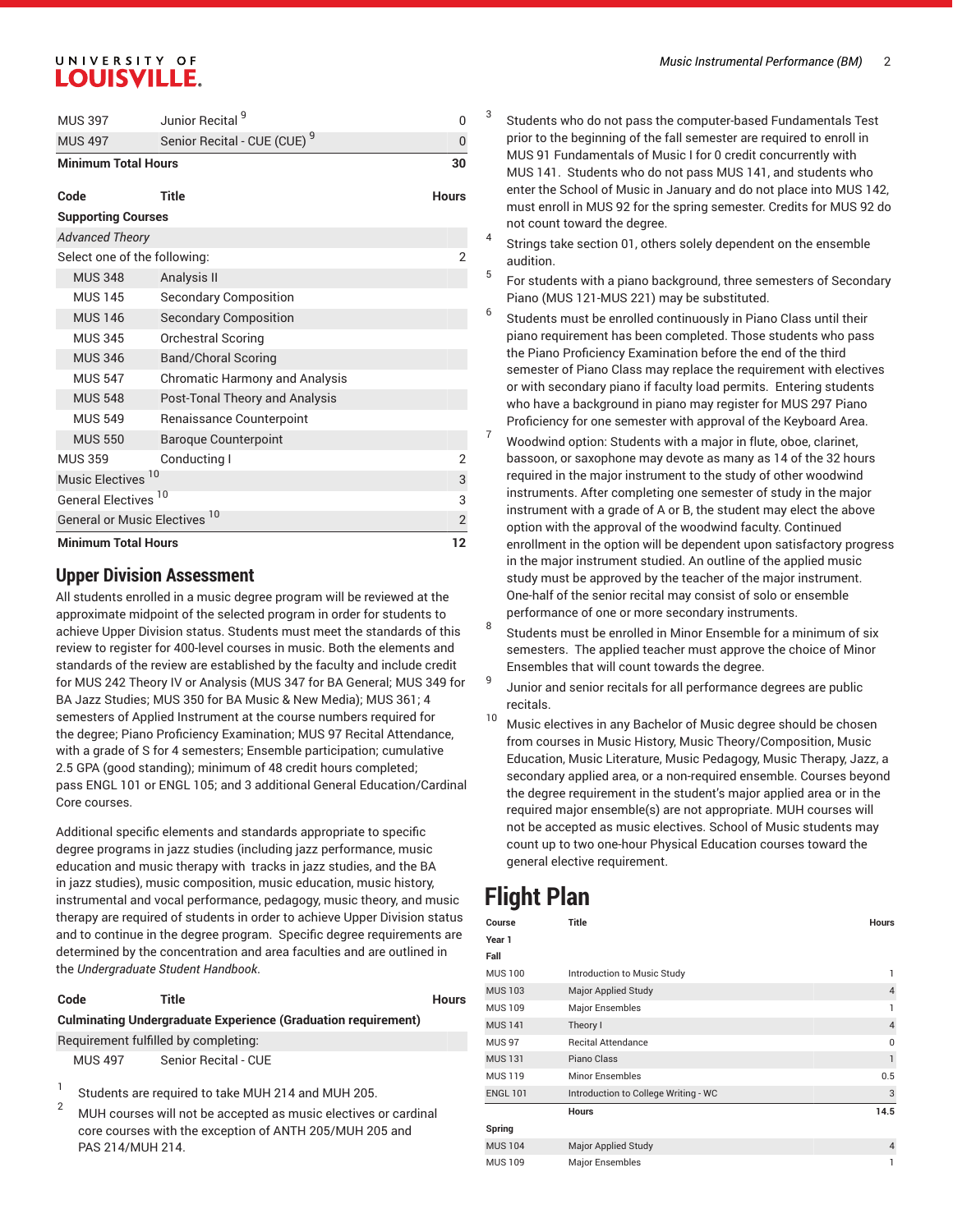| Code | Title | Hours |
|---|---|---|
| MUS 397 | Junior Recital [9] | 0 |
| MUS 497 | Senior Recital - CUE (CUE) [9] | 0 |
| **Minimum Total Hours** | | **30** |

| Code | Title | Hours |
|---|---|---|
| **Supporting Courses** | | |
| *Advanced Theory* | | |
| Select one of the following: | | 2 |
| MUS 348 | Analysis II | |
| MUS 145 | Secondary Composition | |
| MUS 146 | Secondary Composition | |
| MUS 345 | Orchestral Scoring | |
| MUS 346 | Band/Choral Scoring | |
| MUS 547 | Chromatic Harmony and Analysis | |
| MUS 548 | Post-Tonal Theory and Analysis | |
| MUS 549 | Renaissance Counterpoint | |
| MUS 550 | Baroque Counterpoint | |
| MUS 359 | Conducting I | 2 |
| Music Electives [10] | | 3 |
| General Electives [10] | | 3 |
| General or Music Electives [10] | | 2 |
| **Minimum Total Hours** | | **12** |

## Upper Division Assessment

All students enrolled in a music degree program will be reviewed at the approximate midpoint of the selected program in order for students to achieve Upper Division status. Students must meet the standards of this review to register for 400-level courses in music. Both the elements and standards of the review are established by the faculty and include credit for MUS 242 Theory IV or Analysis (MUS 347 for BA General; MUS 349 for BA Jazz Studies; MUS 350 for BA Music & New Media); MUS 361; 4 semesters of Applied Instrument at the course numbers required for the degree; Piano Proficiency Examination; MUS 97 Recital Attendance, with a grade of S for 4 semesters; Ensemble participation; cumulative 2.5 GPA (good standing); minimum of 48 credit hours completed; pass ENGL 101 or ENGL 105; and 3 additional General Education/Cardinal Core courses.

Additional specific elements and standards appropriate to specific degree programs in jazz studies (including jazz performance, music education and music therapy with tracks in jazz studies, and the BA in jazz studies), music composition, music education, music history, instrumental and vocal performance, pedagogy, music theory, and music therapy are required of students in order to achieve Upper Division status and to continue in the degree program. Specific degree requirements are determined by the concentration and area faculties and are outlined in the *Undergraduate Student Handbook*.

| Code | Title | Hours |
|---|---|---|
| **Culminating Undergraduate Experience (Graduation requirement)** | | |
| Requirement fulfilled by completing: | | |
| MUS 497 | Senior Recital - CUE | |

1. Students are required to take MUH 214 and MUH 205.
2. MUH courses will not be accepted as music electives or cardinal core courses with the exception of ANTH 205/MUH 205 and PAS 214/MUH 214.
3. Students who do not pass the computer-based Fundamentals Test prior to the beginning of the fall semester are required to enroll in MUS 91 Fundamentals of Music I for 0 credit concurrently with MUS 141. Students who do not pass MUS 141, and students who enter the School of Music in January and do not place into MUS 142, must enroll in MUS 92 for the spring semester. Credits for MUS 92 do not count toward the degree.
4. Strings take section 01, others solely dependent on the ensemble audition.
5. For students with a piano background, three semesters of Secondary Piano (MUS 121-MUS 221) may be substituted.
6. Students must be enrolled continuously in Piano Class until their piano requirement has been completed. Those students who pass the Piano Proficiency Examination before the end of the third semester of Piano Class may replace the requirement with electives or with secondary piano if faculty load permits. Entering students who have a background in piano may register for MUS 297 Piano Proficiency for one semester with approval of the Keyboard Area.
7. Woodwind option: Students with a major in flute, oboe, clarinet, bassoon, or saxophone may devote as many as 14 of the 32 hours required in the major instrument to the study of other woodwind instruments. After completing one semester of study in the major instrument with a grade of A or B, the student may elect the above option with the approval of the woodwind faculty. Continued enrollment in the option will be dependent upon satisfactory progress in the major instrument studied. An outline of the applied music study must be approved by the teacher of the major instrument. One-half of the senior recital may consist of solo or ensemble performance of one or more secondary instruments.
8. Students must be enrolled in Minor Ensemble for a minimum of six semesters. The applied teacher must approve the choice of Minor Ensembles that will count towards the degree.
9. Junior and senior recitals for all performance degrees are public recitals.
10. Music electives in any Bachelor of Music degree should be chosen from courses in Music History, Music Theory/Composition, Music Education, Music Literature, Music Pedagogy, Music Therapy, Jazz, a secondary applied area, or a non-required ensemble. Courses beyond the degree requirement in the student's major applied area or in the required major ensemble(s) are not appropriate. MUH courses will not be accepted as music electives. School of Music students may count up to two one-hour Physical Education courses toward the general elective requirement.

# Flight Plan

| Course | Title | Hours |
|---|---|---|
| **Year 1** | | |
| **Fall** | | |
| MUS 100 | Introduction to Music Study | 1 |
| MUS 103 | Major Applied Study | 4 |
| MUS 109 | Major Ensembles | 1 |
| MUS 141 | Theory I | 4 |
| MUS 97 | Recital Attendance | 0 |
| MUS 131 | Piano Class | 1 |
| MUS 119 | Minor Ensembles | 0.5 |
| ENGL 101 | Introduction to College Writing - WC | 3 |
| | **Hours** | **14.5** |
| **Spring** | | |
| MUS 104 | Major Applied Study | 4 |
| MUS 109 | Major Ensembles | 1 |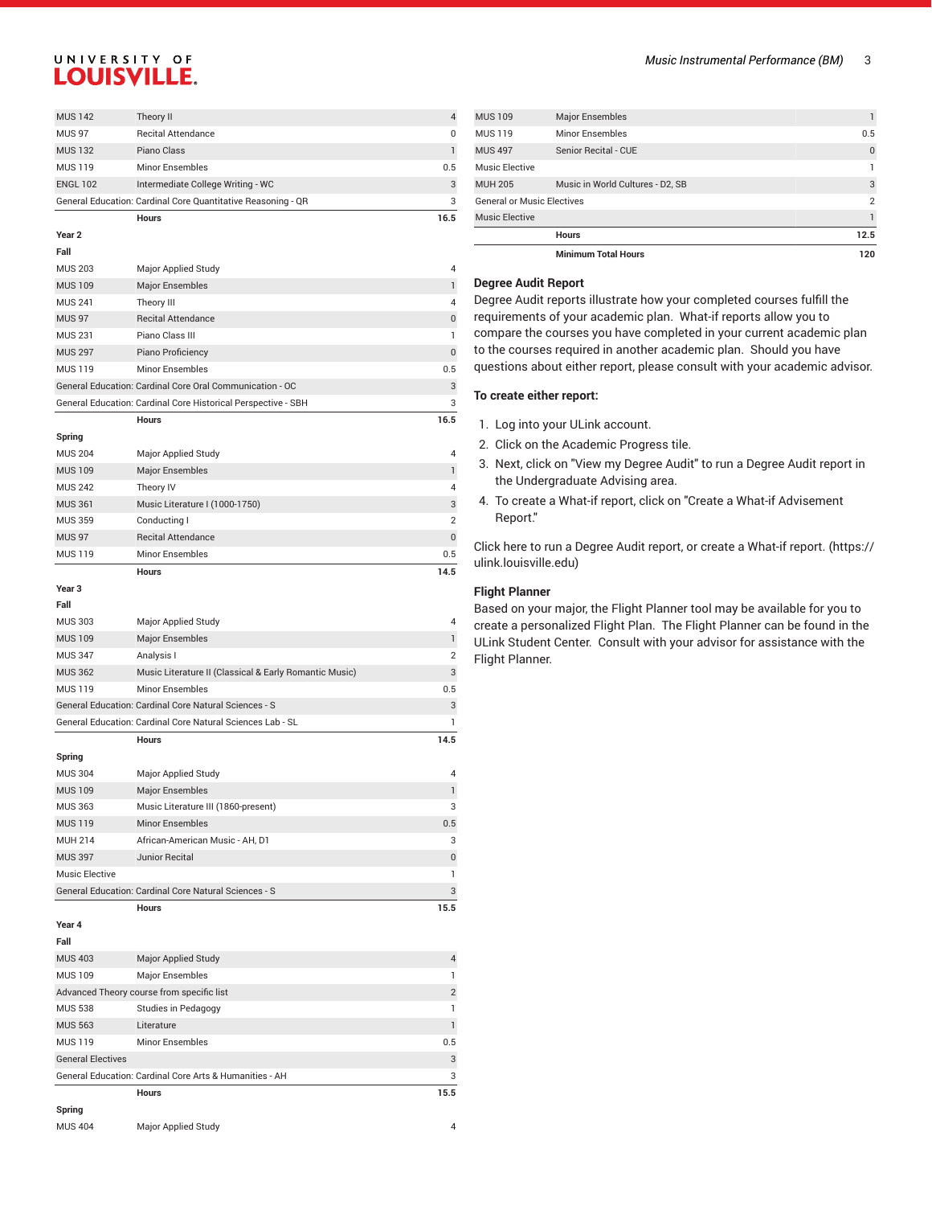| | | |
|---|---|---|
| MUS 142 | Theory II | 4 |
| MUS 97 | Recital Attendance | 0 |
| MUS 132 | Piano Class | 1 |
| MUS 119 | Minor Ensembles | 0.5 |
| ENGL 102 | Intermediate College Writing - WC | 3 |
| General Education: Cardinal Core Quantitative Reasoning - QR | | 3 |
| | **Hours** | **16.5** |
| **Year 2** | | |
| **Fall** | | |
| MUS 203 | Major Applied Study | 4 |
| MUS 109 | Major Ensembles | 1 |
| MUS 241 | Theory III | 4 |
| MUS 97 | Recital Attendance | 0 |
| MUS 231 | Piano Class III | 1 |
| MUS 297 | Piano Proficiency | 0 |
| MUS 119 | Minor Ensembles | 0.5 |
| General Education: Cardinal Core Oral Communication - OC | | 3 |
| General Education: Cardinal Core Historical Perspective - SBH | | 3 |
| | **Hours** | **16.5** |
| **Spring** | | |
| MUS 204 | Major Applied Study | 4 |
| MUS 109 | Major Ensembles | 1 |
| MUS 242 | Theory IV | 4 |
| MUS 361 | Music Literature I (1000-1750) | 3 |
| MUS 359 | Conducting I | 2 |
| MUS 97 | Recital Attendance | 0 |
| MUS 119 | Minor Ensembles | 0.5 |
| | **Hours** | **14.5** |
| **Year 3** | | |
| **Fall** | | |
| MUS 303 | Major Applied Study | 4 |
| MUS 109 | Major Ensembles | 1 |
| MUS 347 | Analysis I | 2 |
| MUS 362 | Music Literature II (Classical & Early Romantic Music) | 3 |
| MUS 119 | Minor Ensembles | 0.5 |
| General Education: Cardinal Core Natural Sciences - S | | 3 |
| General Education: Cardinal Core Natural Sciences Lab - SL | | 1 |
| | **Hours** | **14.5** |
| **Spring** | | |
| MUS 304 | Major Applied Study | 4 |
| MUS 109 | Major Ensembles | 1 |
| MUS 363 | Music Literature III (1860-present) | 3 |
| MUS 119 | Minor Ensembles | 0.5 |
| MUH 214 | African-American Music - AH, D1 | 3 |
| MUS 397 | Junior Recital | 0 |
| Music Elective | | 1 |
| General Education: Cardinal Core Natural Sciences - S | | 3 |
| | **Hours** | **15.5** |
| **Year 4** | | |
| **Fall** | | |
| MUS 403 | Major Applied Study | 4 |
| MUS 109 | Major Ensembles | 1 |
| Advanced Theory course from specific list | | 2 |
| MUS 538 | Studies in Pedagogy | 1 |
| MUS 563 | Literature | 1 |
| MUS 119 | Minor Ensembles | 0.5 |
| General Electives | | 3 |
| General Education: Cardinal Core Arts & Humanities - AH | | 3 |
| | **Hours** | **15.5** |
| **Spring** | | |
| MUS 404 | Major Applied Study | 4 |
| MUS 109 | Major Ensembles | 1 |
| MUS 119 | Minor Ensembles | 0.5 |
| MUS 497 | Senior Recital - CUE | 0 |
| Music Elective | | 1 |
| MUH 205 | Music in World Cultures - D2, SB | 3 |
| General or Music Electives | | 2 |
| Music Elective | | 1 |
| | **Hours** | **12.5** |
| | **Minimum Total Hours** | **120** |

### Degree Audit Report

Degree Audit reports illustrate how your completed courses fulfill the requirements of your academic plan. What-if reports allow you to compare the courses you have completed in your current academic plan to the courses required in another academic plan. Should you have questions about either report, please consult with your academic advisor.

**To create either report:**

1. Log into your ULink account.
2. Click on the Academic Progress tile.
3. Next, click on "View my Degree Audit" to run a Degree Audit report in the Undergraduate Advising area.
4. To create a What-if report, click on "Create a What-if Advisement Report."

Click here to run a Degree Audit report, or create a What-if report. (https://ulink.louisville.edu)

### Flight Planner

Based on your major, the Flight Planner tool may be available for you to create a personalized Flight Plan. The Flight Planner can be found in the ULink Student Center. Consult with your advisor for assistance with the Flight Planner.